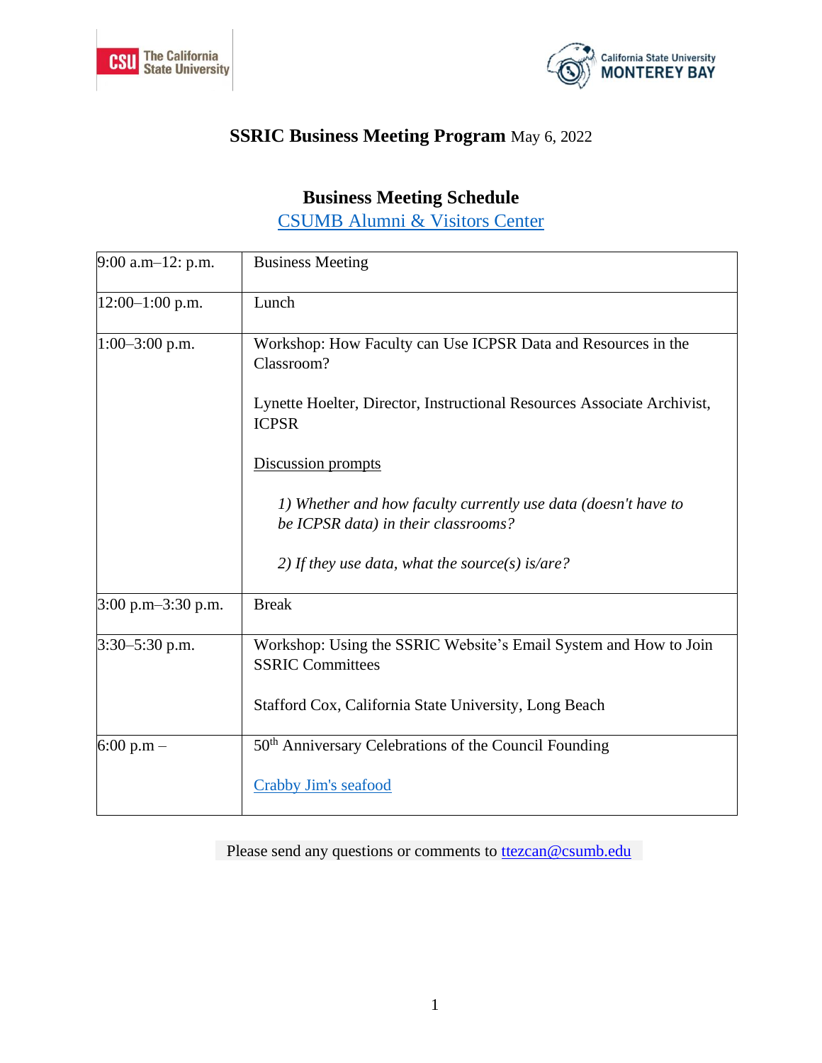# **SSRIC Business Meeting Program** May 6, 2022

## Business Meeting Schedule

CSUMB Alumni & Visitors Center

| | |
|---|---|
| 9:00 a.m–12: p.m. | Business Meeting |
| 12:00–1:00 p.m. | Lunch |
| 1:00–3:00 p.m. | Workshop: How Faculty can Use ICPSR Data and Resources in the Classroom?<br><br>Lynette Hoelter, Director, Instructional Resources Associate Archivist, ICPSR<br><br>Discussion prompts<br><br>*1) Whether and how faculty currently use data (doesn't have to be ICPSR data) in their classrooms?*<br><br>*2) If they use data, what the source(s) is/are?* |
| 3:00 p.m–3:30 p.m. | Break |
| 3:30–5:30 p.m. | Workshop: Using the SSRIC Website's Email System and How to Join SSRIC Committees<br><br>Stafford Cox, California State University, Long Beach |
| 6:00 p.m – | 50th Anniversary Celebrations of the Council Founding<br><br>Crabby Jim's seafood |

Please send any questions or comments to ttezcan@csumb.edu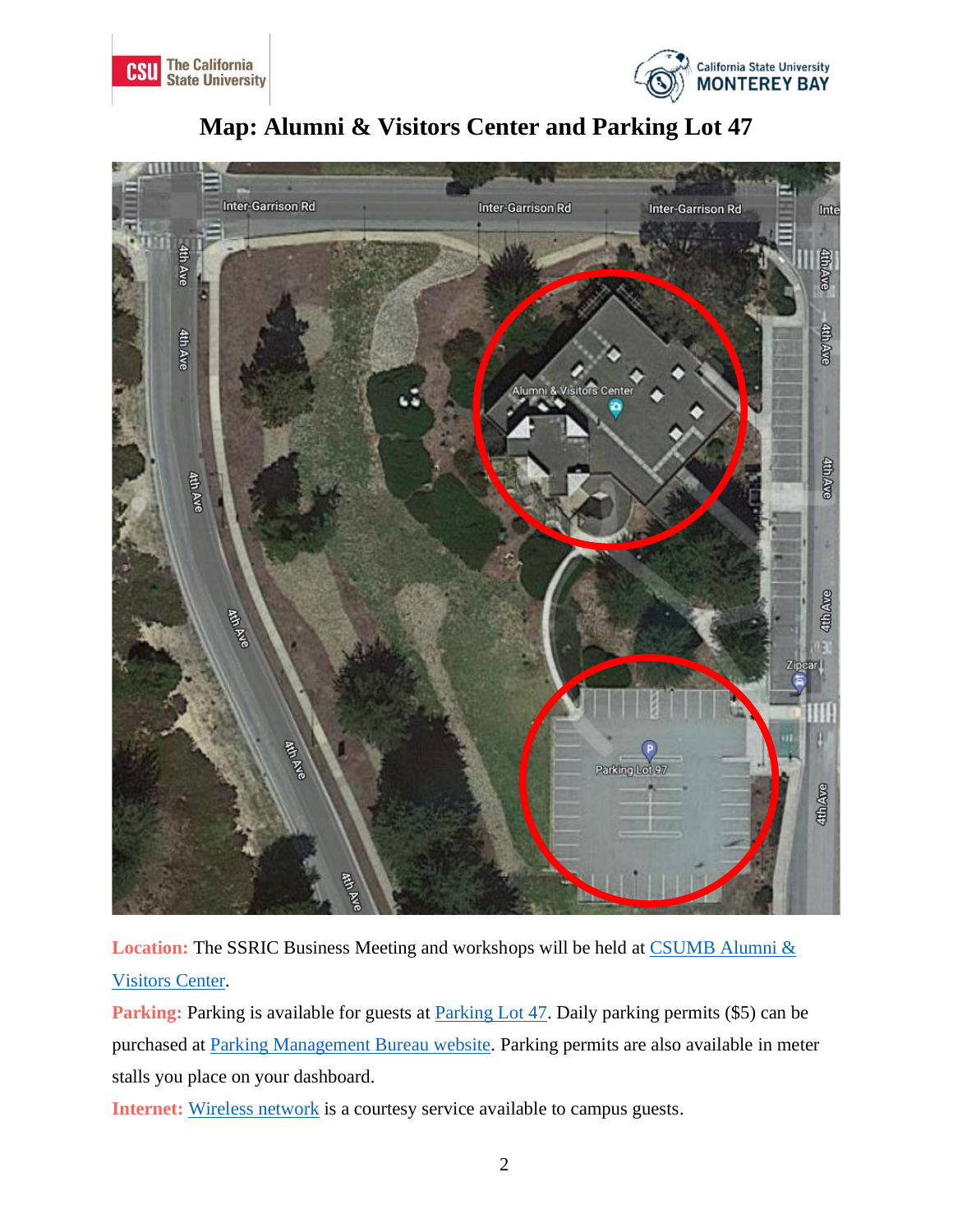# Map: Alumni & Visitors Center and Parking Lot 47

**Location:** The SSRIC Business Meeting and workshops will be held at CSUMB Alumni & Visitors Center.

**Parking:** Parking is available for guests at Parking Lot 47. Daily parking permits ($5) can be purchased at Parking Management Bureau website. Parking permits are also available in meter stalls you place on your dashboard.

**Internet:** Wireless network is a courtesy service available to campus guests.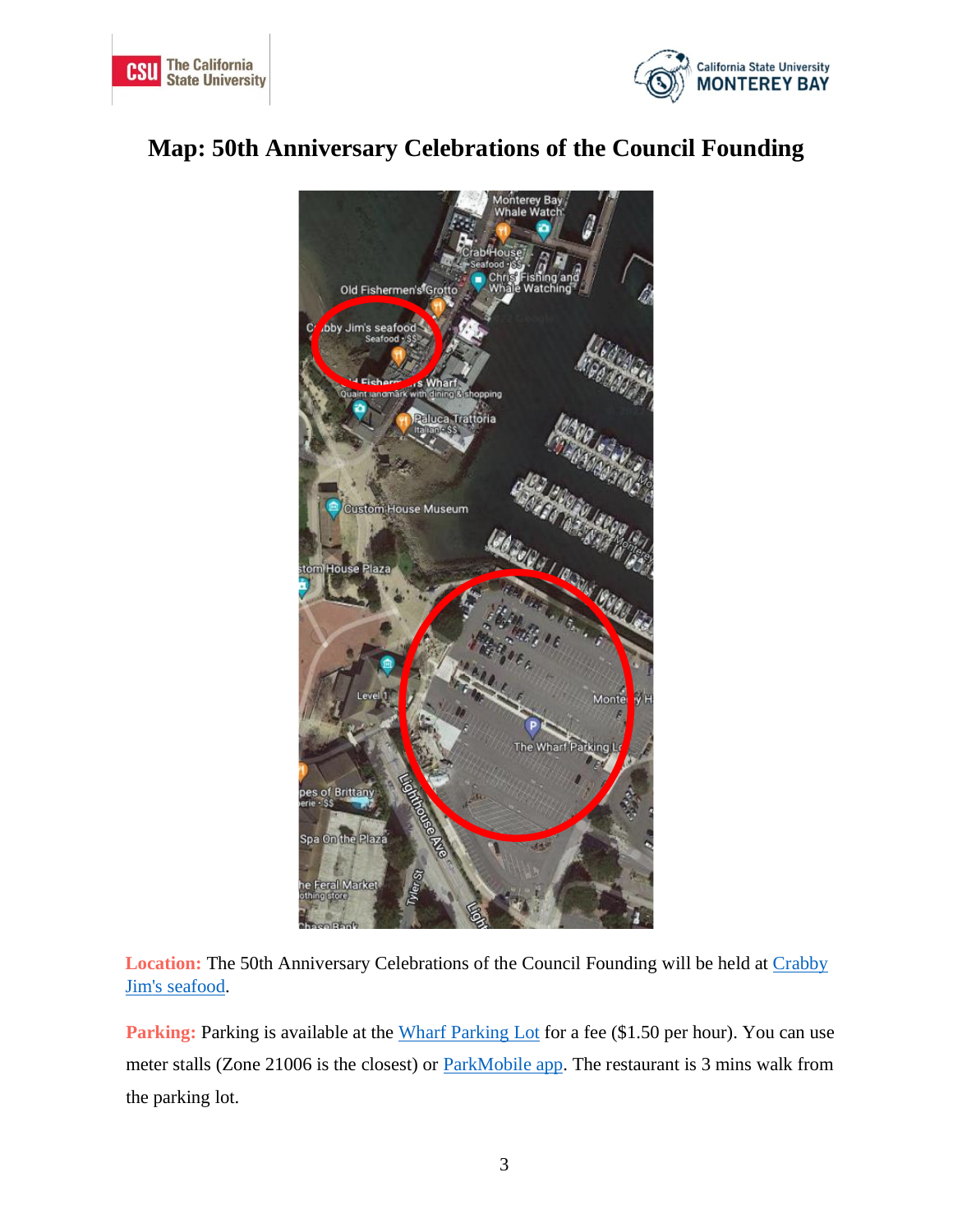# Map: 50th Anniversary Celebrations of the Council Founding

**Location:** The 50th Anniversary Celebrations of the Council Founding will be held at Crabby Jim's seafood.

**Parking:** Parking is available at the Wharf Parking Lot for a fee ($1.50 per hour). You can use meter stalls (Zone 21006 is the closest) or ParkMobile app. The restaurant is 3 mins walk from the parking lot.